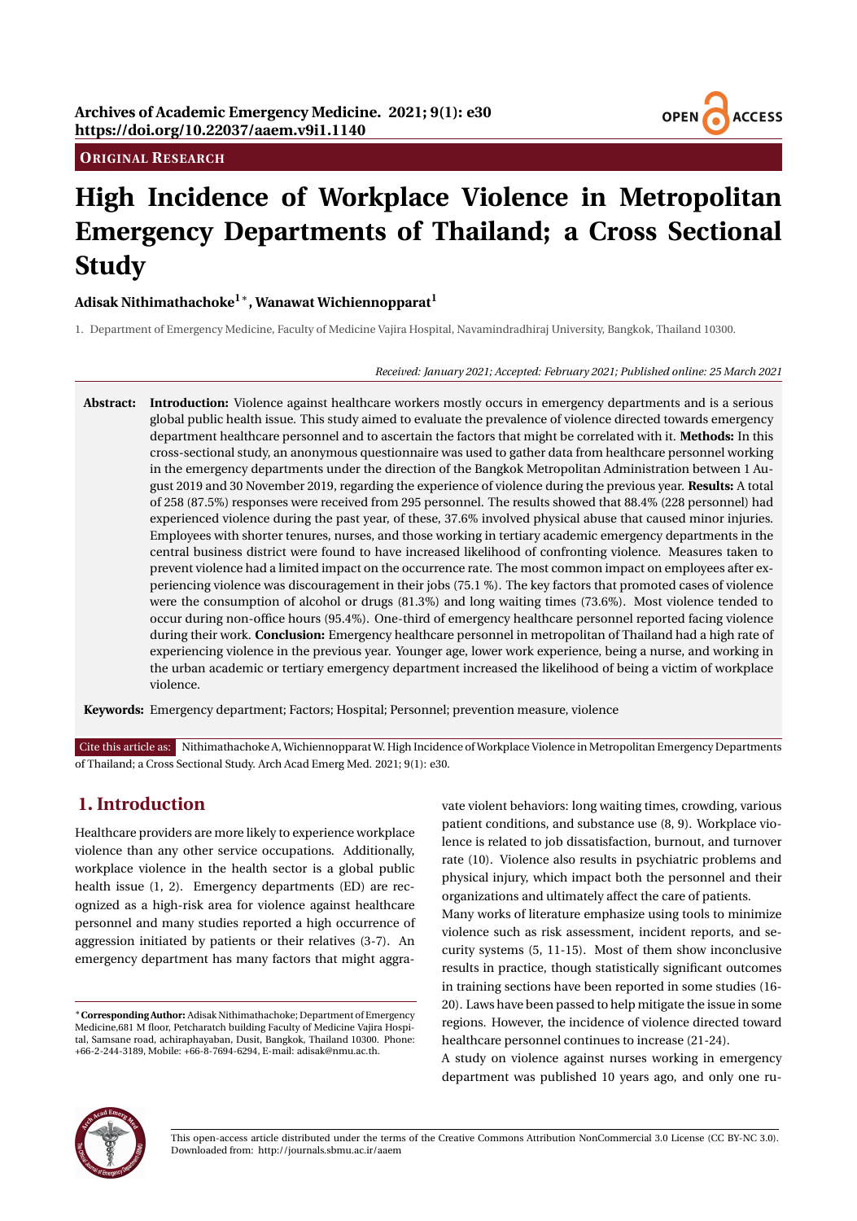Archives of Academic Emergency Medicine. 2021; 9(1): e30
https://doi.org/10.22037/aaem.v9i1.1140

**ORIGINAL RESEARCH**

# High Incidence of Workplace Violence in Metropolitan Emergency Departments of Thailand; a Cross Sectional Study

**Adisak Nithimathachoke[1]*, Wanawat Wichiennopparat[1]**

1. Department of Emergency Medicine, Faculty of Medicine Vajira Hospital, Navamindradhiraj University, Bangkok, Thailand 10300.

*Received: January 2021; Accepted: February 2021; Published online: 25 March 2021*

**Abstract: Introduction:** Violence against healthcare workers mostly occurs in emergency departments and is a serious global public health issue. This study aimed to evaluate the prevalence of violence directed towards emergency department healthcare personnel and to ascertain the factors that might be correlated with it. **Methods:** In this cross-sectional study, an anonymous questionnaire was used to gather data from healthcare personnel working in the emergency departments under the direction of the Bangkok Metropolitan Administration between 1 August 2019 and 30 November 2019, regarding the experience of violence during the previous year. **Results:** A total of 258 (87.5%) responses were received from 295 personnel. The results showed that 88.4% (228 personnel) had experienced violence during the past year, of these, 37.6% involved physical abuse that caused minor injuries. Employees with shorter tenures, nurses, and those working in tertiary academic emergency departments in the central business district were found to have increased likelihood of confronting violence. Measures taken to prevent violence had a limited impact on the occurrence rate. The most common impact on employees after experiencing violence was discouragement in their jobs (75.1 %). The key factors that promoted cases of violence were the consumption of alcohol or drugs (81.3%) and long waiting times (73.6%). Most violence tended to occur during non-office hours (95.4%). One-third of emergency healthcare personnel reported facing violence during their work. **Conclusion:** Emergency healthcare personnel in metropolitan of Thailand had a high rate of experiencing violence in the previous year. Younger age, lower work experience, being a nurse, and working in the urban academic or tertiary emergency department increased the likelihood of being a victim of workplace violence.

**Keywords:** Emergency department; Factors; Hospital; Personnel; prevention measure, violence

Cite this article as: Nithimathachoke A, Wichiennopparat W. High Incidence of Workplace Violence in Metropolitan Emergency Departments of Thailand; a Cross Sectional Study. Arch Acad Emerg Med. 2021; 9(1): e30.

## 1. Introduction

Healthcare providers are more likely to experience workplace violence than any other service occupations. Additionally, workplace violence in the health sector is a global public health issue (1, 2). Emergency departments (ED) are recognized as a high-risk area for violence against healthcare personnel and many studies reported a high occurrence of aggression initiated by patients or their relatives (3-7). An emergency department has many factors that might aggravate violent behaviors: long waiting times, crowding, various patient conditions, and substance use (8, 9). Workplace violence is related to job dissatisfaction, burnout, and turnover rate (10). Violence also results in psychiatric problems and physical injury, which impact both the personnel and their organizations and ultimately affect the care of patients.

Many works of literature emphasize using tools to minimize violence such as risk assessment, incident reports, and security systems (5, 11-15). Most of them show inconclusive results in practice, though statistically significant outcomes in training sections have been reported in some studies (16-20). Laws have been passed to help mitigate the issue in some regions. However, the incidence of violence directed toward healthcare personnel continues to increase (21-24).

A study on violence against nurses working in emergency department was published 10 years ago, and only one ru-

*Corresponding Author: Adisak Nithimathachoke; Department of Emergency Medicine,681 M floor, Petcharatch building Faculty of Medicine Vajira Hospital, Samsane road, achiraphayaban, Dusit, Bangkok, Thailand 10300. Phone: +66-2-244-3189, Mobile: +66-8-7694-6294, E-mail: adisak@nmu.ac.th.

This open-access article distributed under the terms of the Creative Commons Attribution NonCommercial 3.0 License (CC BY-NC 3.0). Downloaded from: http://journals.sbmu.ac.ir/aaem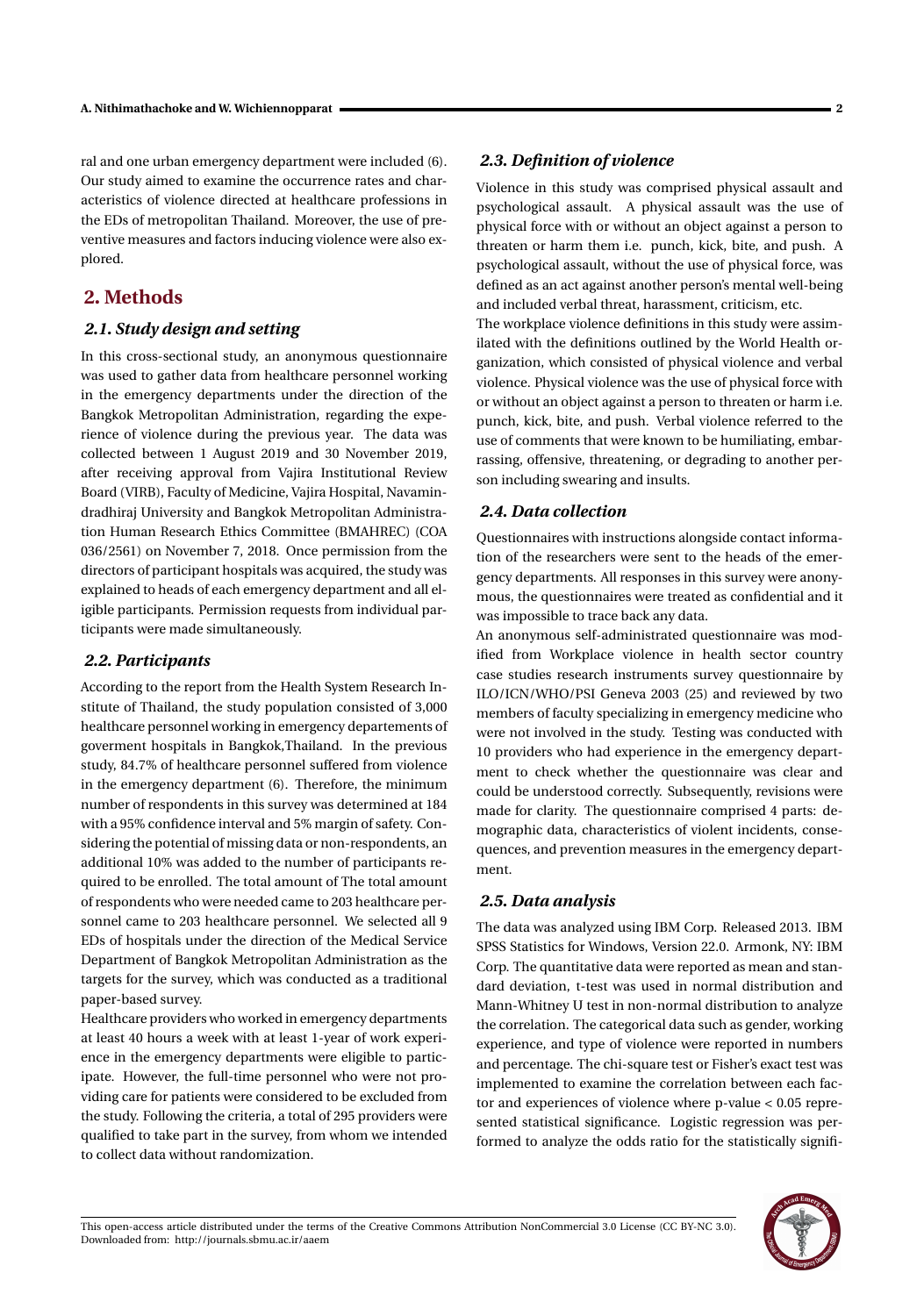ral and one urban emergency department were included (6). Our study aimed to examine the occurrence rates and characteristics of violence directed at healthcare professions in the EDs of metropolitan Thailand. Moreover, the use of preventive measures and factors inducing violence were also explored.

## 2. Methods

### 2.1. Study design and setting

In this cross-sectional study, an anonymous questionnaire was used to gather data from healthcare personnel working in the emergency departments under the direction of the Bangkok Metropolitan Administration, regarding the experience of violence during the previous year. The data was collected between 1 August 2019 and 30 November 2019, after receiving approval from Vajira Institutional Review Board (VIRB), Faculty of Medicine, Vajira Hospital, Navamindradhiraj University and Bangkok Metropolitan Administration Human Research Ethics Committee (BMAHREC) (COA 036/2561) on November 7, 2018. Once permission from the directors of participant hospitals was acquired, the study was explained to heads of each emergency department and all eligible participants. Permission requests from individual participants were made simultaneously.

### 2.2. Participants

According to the report from the Health System Research Institute of Thailand, the study population consisted of 3,000 healthcare personnel working in emergency departements of goverment hospitals in Bangkok,Thailand. In the previous study, 84.7% of healthcare personnel suffered from violence in the emergency department (6). Therefore, the minimum number of respondents in this survey was determined at 184 with a 95% confidence interval and 5% margin of safety. Considering the potential of missing data or non-respondents, an additional 10% was added to the number of participants required to be enrolled. The total amount of The total amount of respondents who were needed came to 203 healthcare personnel came to 203 healthcare personnel. We selected all 9 EDs of hospitals under the direction of the Medical Service Department of Bangkok Metropolitan Administration as the targets for the survey, which was conducted as a traditional paper-based survey.

Healthcare providers who worked in emergency departments at least 40 hours a week with at least 1-year of work experience in the emergency departments were eligible to participate. However, the full-time personnel who were not providing care for patients were considered to be excluded from the study. Following the criteria, a total of 295 providers were qualified to take part in the survey, from whom we intended to collect data without randomization.

### 2.3. Definition of violence

Violence in this study was comprised physical assault and psychological assault. A physical assault was the use of physical force with or without an object against a person to threaten or harm them i.e. punch, kick, bite, and push. A psychological assault, without the use of physical force, was defined as an act against another person's mental well-being and included verbal threat, harassment, criticism, etc.

The workplace violence definitions in this study were assimilated with the definitions outlined by the World Health organization, which consisted of physical violence and verbal violence. Physical violence was the use of physical force with or without an object against a person to threaten or harm i.e. punch, kick, bite, and push. Verbal violence referred to the use of comments that were known to be humiliating, embarrassing, offensive, threatening, or degrading to another person including swearing and insults.

### 2.4. Data collection

Questionnaires with instructions alongside contact information of the researchers were sent to the heads of the emergency departments. All responses in this survey were anonymous, the questionnaires were treated as confidential and it was impossible to trace back any data.

An anonymous self-administrated questionnaire was modified from Workplace violence in health sector country case studies research instruments survey questionnaire by ILO/ICN/WHO/PSI Geneva 2003 (25) and reviewed by two members of faculty specializing in emergency medicine who were not involved in the study. Testing was conducted with 10 providers who had experience in the emergency department to check whether the questionnaire was clear and could be understood correctly. Subsequently, revisions were made for clarity. The questionnaire comprised 4 parts: demographic data, characteristics of violent incidents, consequences, and prevention measures in the emergency department.

### 2.5. Data analysis

The data was analyzed using IBM Corp. Released 2013. IBM SPSS Statistics for Windows, Version 22.0. Armonk, NY: IBM Corp. The quantitative data were reported as mean and standard deviation, t-test was used in normal distribution and Mann-Whitney U test in non-normal distribution to analyze the correlation. The categorical data such as gender, working experience, and type of violence were reported in numbers and percentage. The chi-square test or Fisher's exact test was implemented to examine the correlation between each factor and experiences of violence where $p\text{-value} < 0.05$ represented statistical significance. Logistic regression was performed to analyze the odds ratio for the statistically signifi-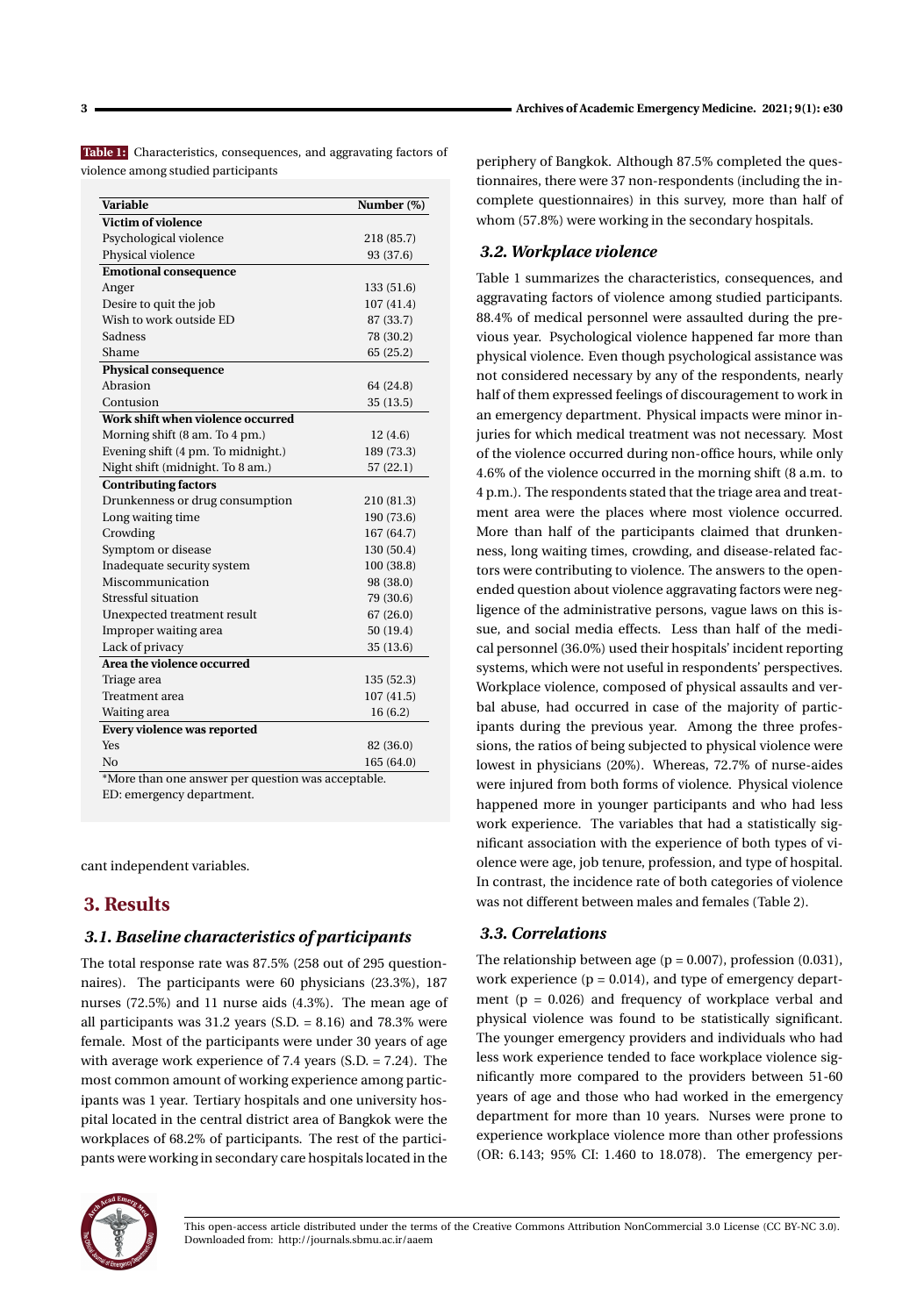**Table 1:** Characteristics, consequences, and aggravating factors of violence among studied participants

| Variable | Number (%) |
|---|---|
| **Victim of violence** | |
| Psychological violence | 218 (85.7) |
| Physical violence | 93 (37.6) |
| **Emotional consequence** | |
| Anger | 133 (51.6) |
| Desire to quit the job | 107 (41.4) |
| Wish to work outside ED | 87 (33.7) |
| Sadness | 78 (30.2) |
| Shame | 65 (25.2) |
| **Physical consequence** | |
| Abrasion | 64 (24.8) |
| Contusion | 35 (13.5) |
| **Work shift when violence occurred** | |
| Morning shift (8 am. To 4 pm.) | 12 (4.6) |
| Evening shift (4 pm. To midnight.) | 189 (73.3) |
| Night shift (midnight. To 8 am.) | 57 (22.1) |
| **Contributing factors** | |
| Drunkenness or drug consumption | 210 (81.3) |
| Long waiting time | 190 (73.6) |
| Crowding | 167 (64.7) |
| Symptom or disease | 130 (50.4) |
| Inadequate security system | 100 (38.8) |
| Miscommunication | 98 (38.0) |
| Stressful situation | 79 (30.6) |
| Unexpected treatment result | 67 (26.0) |
| Improper waiting area | 50 (19.4) |
| Lack of privacy | 35 (13.6) |
| **Area the violence occurred** | |
| Triage area | 135 (52.3) |
| Treatment area | 107 (41.5) |
| Waiting area | 16 (6.2) |
| **Every violence was reported** | |
| Yes | 82 (36.0) |
| No | 165 (64.0) |

*More than one answer per question was acceptable.
ED: emergency department.

cant independent variables.

## 3. Results

### 3.1. Baseline characteristics of participants

The total response rate was 87.5% (258 out of 295 questionnaires). The participants were 60 physicians (23.3%), 187 nurses (72.5%) and 11 nurse aids (4.3%). The mean age of all participants was 31.2 years (S.D. = 8.16) and 78.3% were female. Most of the participants were under 30 years of age with average work experience of 7.4 years (S.D. = 7.24). The most common amount of working experience among participants was 1 year. Tertiary hospitals and one university hospital located in the central district area of Bangkok were the workplaces of 68.2% of participants. The rest of the participants were working in secondary care hospitals located in the periphery of Bangkok. Although 87.5% completed the questionnaires, there were 37 non-respondents (including the incomplete questionnaires) in this survey, more than half of whom (57.8%) were working in the secondary hospitals.

### 3.2. Workplace violence

Table 1 summarizes the characteristics, consequences, and aggravating factors of violence among studied participants. 88.4% of medical personnel were assaulted during the previous year. Psychological violence happened far more than physical violence. Even though psychological assistance was not considered necessary by any of the respondents, nearly half of them expressed feelings of discouragement to work in an emergency department. Physical impacts were minor injuries for which medical treatment was not necessary. Most of the violence occurred during non-office hours, while only 4.6% of the violence occurred in the morning shift (8 a.m. to 4 p.m.). The respondents stated that the triage area and treatment area were the places where most violence occurred. More than half of the participants claimed that drunkenness, long waiting times, crowding, and disease-related factors were contributing to violence. The answers to the open-ended question about violence aggravating factors were negligence of the administrative persons, vague laws on this issue, and social media effects. Less than half of the medical personnel (36.0%) used their hospitals' incident reporting systems, which were not useful in respondents' perspectives. Workplace violence, composed of physical assaults and verbal abuse, had occurred in case of the majority of participants during the previous year. Among the three professions, the ratios of being subjected to physical violence were lowest in physicians (20%). Whereas, 72.7% of nurse-aides were injured from both forms of violence. Physical violence happened more in younger participants and who had less work experience. The variables that had a statistically significant association with the experience of both types of violence were age, job tenure, profession, and type of hospital. In contrast, the incidence rate of both categories of violence was not different between males and females (Table 2).

### 3.3. Correlations

The relationship between age ($p = 0.007$), profession (0.031), work experience ($p = 0.014$), and type of emergency department ($p = 0.026$) and frequency of workplace verbal and physical violence was found to be statistically significant. The younger emergency providers and individuals who had less work experience tended to face workplace violence significantly more compared to the providers between 51-60 years of age and those who had worked in the emergency department for more than 10 years. Nurses were prone to experience workplace violence more than other professions (OR: 6.143; 95% CI: 1.460 to 18.078). The emergency per-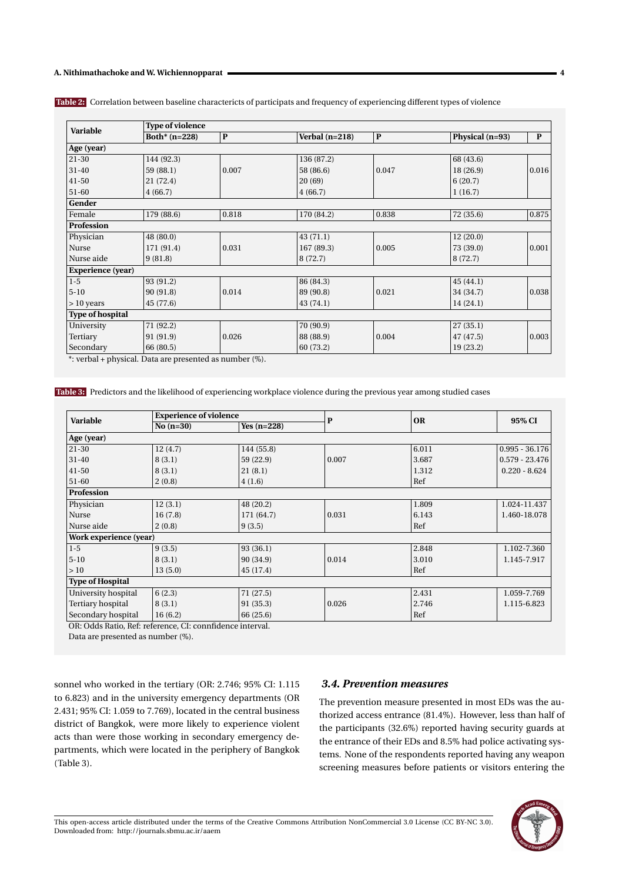**Table 2:** Correlation between baseline characterícts of participats and frequency of experiencing different types of violence

| Variable | Type of violence | | | | | |
|---|---|---|---|---|---|---|
| | Both* (n=228) | P | Verbal (n=218) | P | Physical (n=93) | P |
| **Age (year)** | | | | | | |
| 21-30 | 144 (92.3) | 0.007 | 136 (87.2) | 0.047 | 68 (43.6) | 0.016 |
| 31-40 | 59 (88.1) | | 58 (86.6) | | 18 (26.9) | |
| 41-50 | 21 (72.4) | | 20 (69) | | 6 (20.7) | |
| 51-60 | 4 (66.7) | | 4 (66.7) | | 1 (16.7) | |
| **Gender** | | | | | | |
| Female | 179 (88.6) | 0.818 | 170 (84.2) | 0.838 | 72 (35.6) | 0.875 |
| **Profession** | | | | | | |
| Physician | 48 (80.0) | 0.031 | 43 (71.1) | 0.005 | 12 (20.0) | 0.001 |
| Nurse | 171 (91.4) | | 167 (89.3) | | 73 (39.0) | |
| Nurse aide | 9 (81.8) | | 8 (72.7) | | 8 (72.7) | |
| **Experience (year)** | | | | | | |
| 1-5 | 93 (91.2) | 0.014 | 86 (84.3) | 0.021 | 45 (44.1) | 0.038 |
| 5-10 | 90 (91.8) | | 89 (90.8) | | 34 (34.7) | |
| > 10 years | 45 (77.6) | | 43 (74.1) | | 14 (24.1) | |
| **Type of hospital** | | | | | | |
| University | 71 (92.2) | 0.026 | 70 (90.9) | 0.004 | 27 (35.1) | 0.003 |
| Tertiary | 91 (91.9) | | 88 (88.9) | | 47 (47.5) | |
| Secondary | 66 (80.5) | | 60 (73.2) | | 19 (23.2) | |

*: verbal + physical. Data are presented as number (%).

**Table 3:** Predictors and the likelihood of experiencing workplace violence during the previous year among studied cases

| Variable | Experience of violence | | P | OR | 95% CI |
|---|---|---|---|---|---|
| | No (n=30) | Yes (n=228) | | | |
| **Age (year)** | | | | | |
| 21-30 | 12 (4.7) | 144 (55.8) | 0.007 | 6.011 | 0.995 - 36.176 |
| 31-40 | 8 (3.1) | 59 (22.9) | | 3.687 | 0.579 - 23.476 |
| 41-50 | 8 (3.1) | 21 (8.1) | | 1.312 | 0.220 - 8.624 |
| 51-60 | 2 (0.8) | 4 (1.6) | | Ref | |
| **Profession** | | | | | |
| Physician | 12 (3.1) | 48 (20.2) | 0.031 | 1.809 | 1.024-11.437 |
| Nurse | 16 (7.8) | 171 (64.7) | | 6.143 | 1.460-18.078 |
| Nurse aide | 2 (0.8) | 9 (3.5) | | Ref | |
| **Work experience (year)** | | | | | |
| 1-5 | 9 (3.5) | 93 (36.1) | 0.014 | 2.848 | 1.102-7.360 |
| 5-10 | 8 (3.1) | 90 (34.9) | | 3.010 | 1.145-7.917 |
| > 10 | 13 (5.0) | 45 (17.4) | | Ref | |
| **Type of Hospital** | | | | | |
| University hospital | 6 (2.3) | 71 (27.5) | 0.026 | 2.431 | 1.059-7.769 |
| Tertiary hospital | 8 (3.1) | 91 (35.3) | | 2.746 | 1.115-6.823 |
| Secondary hospital | 16 (6.2) | 66 (25.6) | | Ref | |

OR: Odds Ratio, Ref: reference, CI: connfidence interval.
Data are presented as number (%).

sonnel who worked in the tertiary (OR: 2.746; 95% CI: 1.115 to 6.823) and in the university emergency departments (OR 2.431; 95% CI: 1.059 to 7.769), located in the central business district of Bangkok, were more likely to experience violent acts than were those working in secondary emergency departments, which were located in the periphery of Bangkok (Table 3).

### *3.4. Prevention measures*

The prevention measure presented in most EDs was the authorized access entrance (81.4%). However, less than half of the participants (32.6%) reported having security guards at the entrance of their EDs and 8.5% had police activating systems. None of the respondents reported having any weapon screening measures before patients or visitors entering the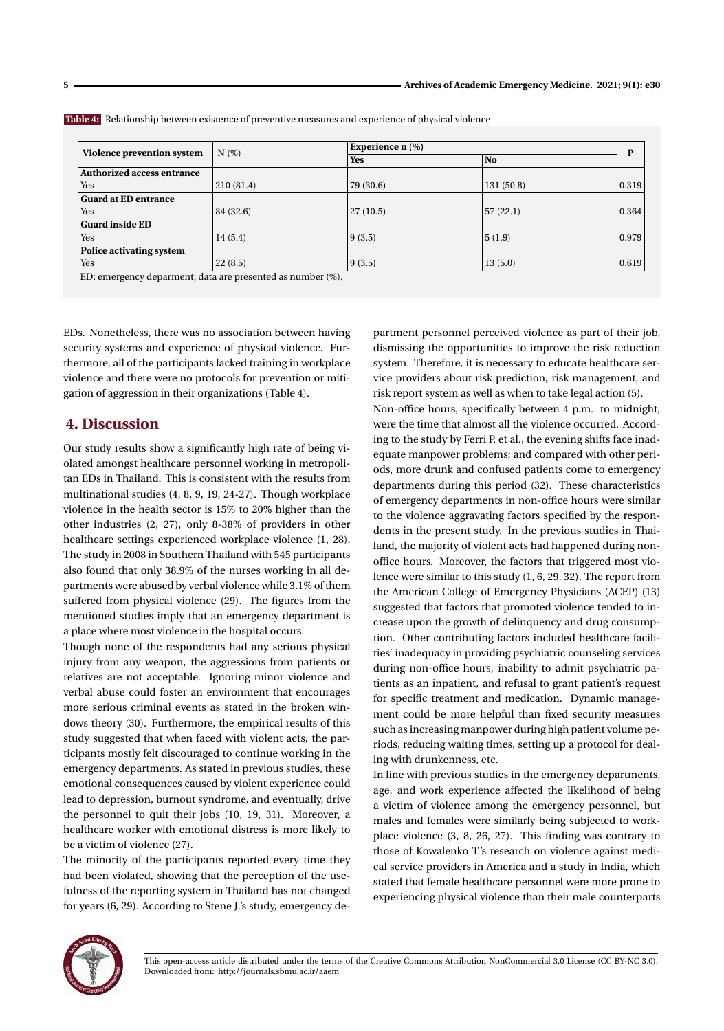**Table 4:** Relationship between existence of preventive measures and experience of physical violence

| Violence prevention system | N (%) | Experience n (%) | | P |
|---|---|---|---|---|
| | | Yes | No | |
| **Authorized access entrance** | | | | |
| Yes | 210 (81.4) | 79 (30.6) | 131 (50.8) | 0.319 |
| **Guard at ED entrance** | | | | |
| Yes | 84 (32.6) | 27 (10.5) | 57 (22.1) | 0.364 |
| **Guard inside ED** | | | | |
| Yes | 14 (5.4) | 9 (3.5) | 5 (1.9) | 0.979 |
| **Police activating system** | | | | |
| Yes | 22 (8.5) | 9 (3.5) | 13 (5.0) | 0.619 |

ED: emergency deparment; data are presented as number (%).

EDs. Nonetheless, there was no association between having security systems and experience of physical violence. Furthermore, all of the participants lacked training in workplace violence and there were no protocols for prevention or mitigation of aggression in their organizations (Table 4).

## 4. Discussion

Our study results show a significantly high rate of being violated amongst healthcare personnel working in metropolitan EDs in Thailand. This is consistent with the results from multinational studies (4, 8, 9, 19, 24-27). Though workplace violence in the health sector is 15% to 20% higher than the other industries (2, 27), only 8-38% of providers in other healthcare settings experienced workplace violence (1, 28). The study in 2008 in Southern Thailand with 545 participants also found that only 38.9% of the nurses working in all departments were abused by verbal violence while 3.1% of them suffered from physical violence (29). The figures from the mentioned studies imply that an emergency department is a place where most violence in the hospital occurs.

Though none of the respondents had any serious physical injury from any weapon, the aggressions from patients or relatives are not acceptable. Ignoring minor violence and verbal abuse could foster an environment that encourages more serious criminal events as stated in the broken windows theory (30). Furthermore, the empirical results of this study suggested that when faced with violent acts, the participants mostly felt discouraged to continue working in the emergency departments. As stated in previous studies, these emotional consequences caused by violent experience could lead to depression, burnout syndrome, and eventually, drive the personnel to quit their jobs (10, 19, 31). Moreover, a healthcare worker with emotional distress is more likely to be a victim of violence (27).

The minority of the participants reported every time they had been violated, showing that the perception of the usefulness of the reporting system in Thailand has not changed for years (6, 29). According to Stene J.'s study, emergency department personnel perceived violence as part of their job, dismissing the opportunities to improve the risk reduction system. Therefore, it is necessary to educate healthcare service providers about risk prediction, risk management, and risk report system as well as when to take legal action (5).

Non-office hours, specifically between 4 p.m. to midnight, were the time that almost all the violence occurred. According to the study by Ferri P. et al., the evening shifts face inadequate manpower problems; and compared with other periods, more drunk and confused patients come to emergency departments during this period (32). These characteristics of emergency departments in non-office hours were similar to the violence aggravating factors specified by the respondents in the present study. In the previous studies in Thailand, the majority of violent acts had happened during non-office hours. Moreover, the factors that triggered most violence were similar to this study (1, 6, 29, 32). The report from the American College of Emergency Physicians (ACEP) (13) suggested that factors that promoted violence tended to increase upon the growth of delinquency and drug consumption. Other contributing factors included healthcare facilities' inadequacy in providing psychiatric counseling services during non-office hours, inability to admit psychiatric patients as an inpatient, and refusal to grant patient's request for specific treatment and medication. Dynamic management could be more helpful than fixed security measures such as increasing manpower during high patient volume periods, reducing waiting times, setting up a protocol for dealing with drunkenness, etc.

In line with previous studies in the emergency departments, age, and work experience affected the likelihood of being a victim of violence among the emergency personnel, but males and females were similarly being subjected to workplace violence (3, 8, 26, 27). This finding was contrary to those of Kowalenko T.'s research on violence against medical service providers in America and a study in India, which stated that female healthcare personnel were more prone to experiencing physical violence than their male counterparts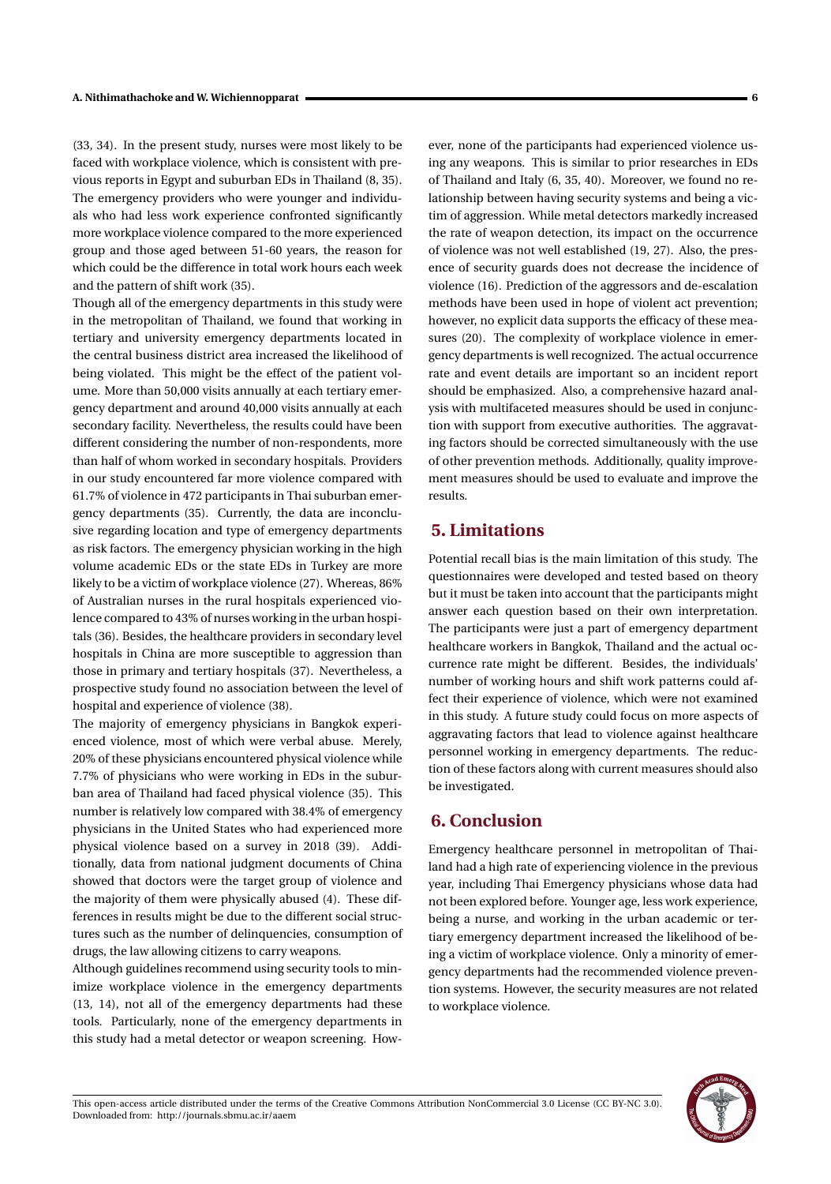(33, 34). In the present study, nurses were most likely to be faced with workplace violence, which is consistent with previous reports in Egypt and suburban EDs in Thailand (8, 35). The emergency providers who were younger and individuals who had less work experience confronted significantly more workplace violence compared to the more experienced group and those aged between 51-60 years, the reason for which could be the difference in total work hours each week and the pattern of shift work (35).

Though all of the emergency departments in this study were in the metropolitan of Thailand, we found that working in tertiary and university emergency departments located in the central business district area increased the likelihood of being violated. This might be the effect of the patient volume. More than 50,000 visits annually at each tertiary emergency department and around 40,000 visits annually at each secondary facility. Nevertheless, the results could have been different considering the number of non-respondents, more than half of whom worked in secondary hospitals. Providers in our study encountered far more violence compared with 61.7% of violence in 472 participants in Thai suburban emergency departments (35). Currently, the data are inconclusive regarding location and type of emergency departments as risk factors. The emergency physician working in the high volume academic EDs or the state EDs in Turkey are more likely to be a victim of workplace violence (27). Whereas, 86% of Australian nurses in the rural hospitals experienced violence compared to 43% of nurses working in the urban hospitals (36). Besides, the healthcare providers in secondary level hospitals in China are more susceptible to aggression than those in primary and tertiary hospitals (37). Nevertheless, a prospective study found no association between the level of hospital and experience of violence (38).

The majority of emergency physicians in Bangkok experienced violence, most of which were verbal abuse. Merely, 20% of these physicians encountered physical violence while 7.7% of physicians who were working in EDs in the suburban area of Thailand had faced physical violence (35). This number is relatively low compared with 38.4% of emergency physicians in the United States who had experienced more physical violence based on a survey in 2018 (39). Additionally, data from national judgment documents of China showed that doctors were the target group of violence and the majority of them were physically abused (4). These differences in results might be due to the different social structures such as the number of delinquencies, consumption of drugs, the law allowing citizens to carry weapons.

Although guidelines recommend using security tools to minimize workplace violence in the emergency departments (13, 14), not all of the emergency departments had these tools. Particularly, none of the emergency departments in this study had a metal detector or weapon screening. However, none of the participants had experienced violence using any weapons. This is similar to prior researches in EDs of Thailand and Italy (6, 35, 40). Moreover, we found no relationship between having security systems and being a victim of aggression. While metal detectors markedly increased the rate of weapon detection, its impact on the occurrence of violence was not well established (19, 27). Also, the presence of security guards does not decrease the incidence of violence (16). Prediction of the aggressors and de-escalation methods have been used in hope of violent act prevention; however, no explicit data supports the efficacy of these measures (20). The complexity of workplace violence in emergency departments is well recognized. The actual occurrence rate and event details are important so an incident report should be emphasized. Also, a comprehensive hazard analysis with multifaceted measures should be used in conjunction with support from executive authorities. The aggravating factors should be corrected simultaneously with the use of other prevention methods. Additionally, quality improvement measures should be used to evaluate and improve the results.

## 5. Limitations

Potential recall bias is the main limitation of this study. The questionnaires were developed and tested based on theory but it must be taken into account that the participants might answer each question based on their own interpretation. The participants were just a part of emergency department healthcare workers in Bangkok, Thailand and the actual occurrence rate might be different. Besides, the individuals' number of working hours and shift work patterns could affect their experience of violence, which were not examined in this study. A future study could focus on more aspects of aggravating factors that lead to violence against healthcare personnel working in emergency departments. The reduction of these factors along with current measures should also be investigated.

## 6. Conclusion

Emergency healthcare personnel in metropolitan of Thailand had a high rate of experiencing violence in the previous year, including Thai Emergency physicians whose data had not been explored before. Younger age, less work experience, being a nurse, and working in the urban academic or tertiary emergency department increased the likelihood of being a victim of workplace violence. Only a minority of emergency departments had the recommended violence prevention systems. However, the security measures are not related to workplace violence.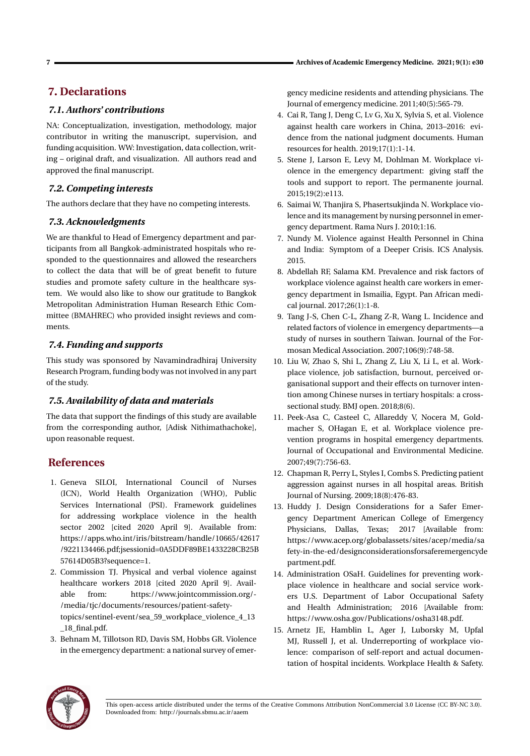## 7. Declarations

### 7.1. Authors' contributions

NA: Conceptualization, investigation, methodology, major contributor in writing the manuscript, supervision, and funding acquisition. WW: Investigation, data collection, writing – original draft, and visualization. All authors read and approved the final manuscript.

### 7.2. Competing interests

The authors declare that they have no competing interests.

### 7.3. Acknowledgments

We are thankful to Head of Emergency department and participants from all Bangkok-administrated hospitals who responded to the questionnaires and allowed the researchers to collect the data that will be of great benefit to future studies and promote safety culture in the healthcare system. We would also like to show our gratitude to Bangkok Metropolitan Administration Human Research Ethic Committee (BMAHREC) who provided insight reviews and comments.

### 7.4. Funding and supports

This study was sponsored by Navamindradhiraj University Research Program, funding body was not involved in any part of the study.

### 7.5. Availability of data and materials

The data that support the findings of this study are available from the corresponding author, [Adisk Nithimathachoke], upon reasonable request.

## References

1. Geneva SILOI, International Council of Nurses (ICN), World Health Organization (WHO), Public Services International (PSI). Framework guidelines for addressing workplace violence in the health sector 2002 [cited 2020 April 9]. Available from: https://apps.who.int/iris/bitstream/handle/10665/42617/9221134466.pdf;jsessionid=0A5DDF89BE1433228CB25B57614D05B3?sequence=1.
2. Commission TJ. Physical and verbal violence against healthcare workers 2018 [cited 2020 April 9]. Available from: https://www.jointcommission.org/-/media/tjc/documents/resources/patient-safety-topics/sentinel-event/sea_59_workplace_violence_4_13_18_final.pdf.
3. Behnam M, Tillotson RD, Davis SM, Hobbs GR. Violence in the emergency department: a national survey of emergency medicine residents and attending physicians. The Journal of emergency medicine. 2011;40(5):565-79.
4. Cai R, Tang J, Deng C, Lv G, Xu X, Sylvia S, et al. Violence against health care workers in China, 2013–2016: evidence from the national judgment documents. Human resources for health. 2019;17(1):1-14.
5. Stene J, Larson E, Levy M, Dohlman M. Workplace violence in the emergency department: giving staff the tools and support to report. The permanente journal. 2015;19(2):e113.
6. Saimai W, Thanjira S, Phasertsukjinda N. Workplace violence and its management by nursing personnel in emergency department. Rama Nurs J. 2010;1:16.
7. Nundy M. Violence against Health Personnel in China and India: Symptom of a Deeper Crisis. ICS Analysis. 2015.
8. Abdellah RF, Salama KM. Prevalence and risk factors of workplace violence against health care workers in emergency department in Ismailia, Egypt. Pan African medical journal. 2017;26(1):1-8.
9. Tang J-S, Chen C-L, Zhang Z-R, Wang L. Incidence and related factors of violence in emergency departments—a study of nurses in southern Taiwan. Journal of the Formosan Medical Association. 2007;106(9):748-58.
10. Liu W, Zhao S, Shi L, Zhang Z, Liu X, Li L, et al. Workplace violence, job satisfaction, burnout, perceived organisational support and their effects on turnover intention among Chinese nurses in tertiary hospitals: a cross-sectional study. BMJ open. 2018;8(6).
11. Peek-Asa C, Casteel C, Allareddy V, Nocera M, Goldmacher S, OHagan E, et al. Workplace violence prevention programs in hospital emergency departments. Journal of Occupational and Environmental Medicine. 2007;49(7):756-63.
12. Chapman R, Perry L, Styles I, Combs S. Predicting patient aggression against nurses in all hospital areas. British Journal of Nursing. 2009;18(8):476-83.
13. Huddy J. Design Considerations for a Safer Emergency Department American College of Emergency Physicians, Dallas, Texas; 2017 [Available from: https://www.acep.org/globalassets/sites/acep/media/safety-in-the-ed/designconsiderationsforsaferemergencydepartment.pdf.
14. Administration OSaH. Guidelines for preventing workplace violence in healthcare and social service workers U.S. Department of Labor Occupational Safety and Health Administration; 2016 [Available from: https://www.osha.gov/Publications/osha3148.pdf.
15. Arnetz JE, Hamblin L, Ager J, Luborsky M, Upfal MJ, Russell J, et al. Underreporting of workplace violence: comparison of self-report and actual documentation of hospital incidents. Workplace Health & Safety.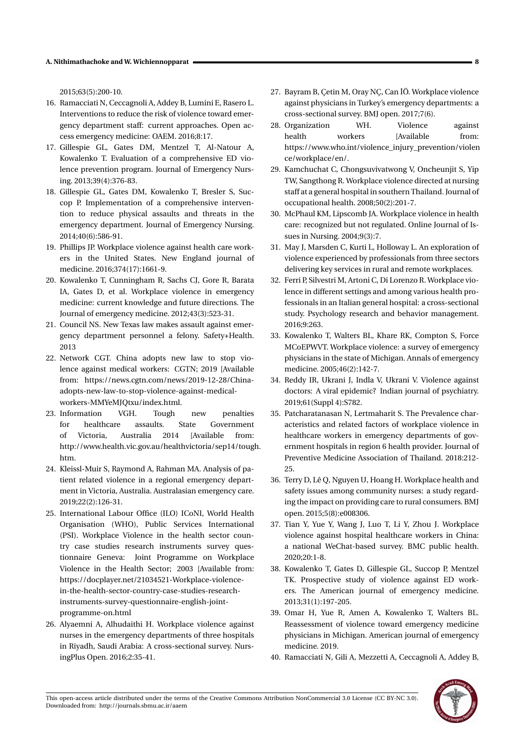2015;63(5):200-10.

16. Ramacciati N, Ceccagnoli A, Addey B, Lumini E, Rasero L. Interventions to reduce the risk of violence toward emergency department staff: current approaches. Open access emergency medicine: OAEM. 2016;8:17.
17. Gillespie GL, Gates DM, Mentzel T, Al-Natour A, Kowalenko T. Evaluation of a comprehensive ED violence prevention program. Journal of Emergency Nursing. 2013;39(4):376-83.
18. Gillespie GL, Gates DM, Kowalenko T, Bresler S, Succop P. Implementation of a comprehensive intervention to reduce physical assaults and threats in the emergency department. Journal of Emergency Nursing. 2014;40(6):586-91.
19. Phillips JP. Workplace violence against health care workers in the United States. New England journal of medicine. 2016;374(17):1661-9.
20. Kowalenko T, Cunningham R, Sachs CJ, Gore R, Barata IA, Gates D, et al. Workplace violence in emergency medicine: current knowledge and future directions. The Journal of emergency medicine. 2012;43(3):523-31.
21. Council NS. New Texas law makes assault against emergency department personnel a felony. Safety+Health. 2013
22. Network CGT. China adopts new law to stop violence against medical workers: CGTN; 2019 [Available from: https://news.cgtn.com/news/2019-12-28/China-adopts-new-law-to-stop-violence-against-medical-workers-MMYeMJQtxu/index.html.
23. Information VGH. Tough new penalties for healthcare assaults. State Government of Victoria, Australia 2014 [Available from: http://www.health.vic.gov.au/healthvictoria/sep14/tough.htm.
24. Kleissl-Muir S, Raymond A, Rahman MA. Analysis of patient related violence in a regional emergency department in Victoria, Australia. Australasian emergency care. 2019;22(2):126-31.
25. International Labour Office (ILO) ICoNI, World Health Organisation (WHO), Public Services International (PSI). Workplace Violence in the health sector country case studies research instruments survey questionnaire Geneva: Joint Programme on Workplace Violence in the Health Sector; 2003 [Available from: https://docplayer.net/21034521-Workplace-violence-in-the-health-sector-country-case-studies-research-instruments-survey-questionnaire-english-joint-programme-on.html
26. Alyaemni A, Alhudaithi H. Workplace violence against nurses in the emergency departments of three hospitals in Riyadh, Saudi Arabia: A cross-sectional survey. NursingPlus Open. 2016;2:35-41.
27. Bayram B, Çetin M, Oray NÇ, Can İÖ. Workplace violence against physicians in Turkey's emergency departments: a cross-sectional survey. BMJ open. 2017;7(6).
28. Organization WH. Violence against health workers [Available from: https://www.who.int/violence_injury_prevention/violence/workplace/en/.
29. Kamchuchat C, Chongsuvivatwong V, Oncheunjit S, Yip TW, Sangthong R. Workplace violence directed at nursing staff at a general hospital in southern Thailand. Journal of occupational health. 2008;50(2):201-7.
30. McPhaul KM, Lipscomb JA. Workplace violence in health care: recognized but not regulated. Online Journal of Issues in Nursing. 2004;9(3):7.
31. May J, Marsden C, Kurti L, Holloway L. An exploration of violence experienced by professionals from three sectors delivering key services in rural and remote workplaces.
32. Ferri P, Silvestri M, Artoni C, Di Lorenzo R. Workplace violence in different settings and among various health professionals in an Italian general hospital: a cross-sectional study. Psychology research and behavior management. 2016;9:263.
33. Kowalenko T, Walters BL, Khare RK, Compton S, Force MCoEPWVT. Workplace violence: a survey of emergency physicians in the state of Michigan. Annals of emergency medicine. 2005;46(2):142-7.
34. Reddy IR, Ukrani J, Indla V, Ukrani V. Violence against doctors: A viral epidemic? Indian journal of psychiatry. 2019;61(Suppl 4):S782.
35. Patcharatanasan N, Lertmaharit S. The Prevalence characteristics and related factors of workplace violence in healthcare workers in emergency departments of government hospitals in region 6 health provider. Journal of Preventive Medicine Association of Thailand. 2018:212-25.
36. Terry D, Lê Q, Nguyen U, Hoang H. Workplace health and safety issues among community nurses: a study regarding the impact on providing care to rural consumers. BMJ open. 2015;5(8):e008306.
37. Tian Y, Yue Y, Wang J, Luo T, Li Y, Zhou J. Workplace violence against hospital healthcare workers in China: a national WeChat-based survey. BMC public health. 2020;20:1-8.
38. Kowalenko T, Gates D, Gillespie GL, Succop P, Mentzel TK. Prospective study of violence against ED workers. The American journal of emergency medicine. 2013;31(1):197-205.
39. Omar H, Yue R, Amen A, Kowalenko T, Walters BL. Reassessment of violence toward emergency medicine physicians in Michigan. American journal of emergency medicine. 2019.
40. Ramacciati N, Gili A, Mezzetti A, Ceccagnoli A, Addey B,

This open-access article distributed under the terms of the Creative Commons Attribution NonCommercial 3.0 License (CC BY-NC 3.0). Downloaded from: http://journals.sbmu.ac.ir/aaem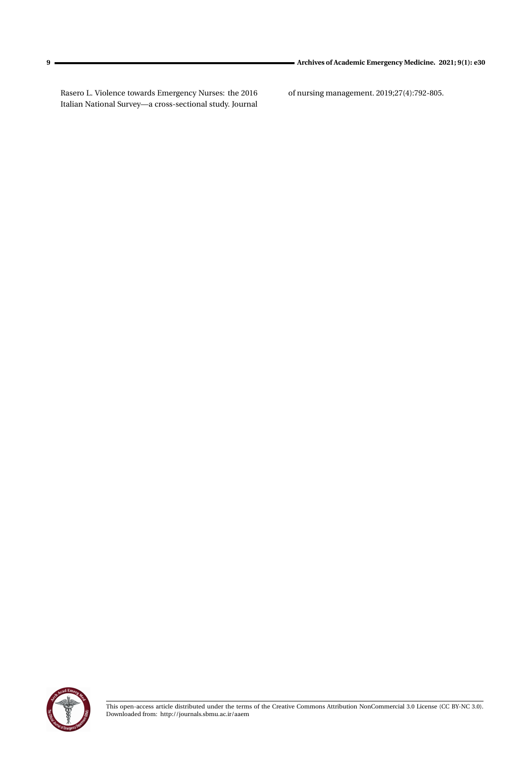Rasero L. Violence towards Emergency Nurses: the 2016 Italian National Survey—a cross-sectional study. Journal of nursing management. 2019;27(4):792-805.

This open-access article distributed under the terms of the Creative Commons Attribution NonCommercial 3.0 License (CC BY-NC 3.0). Downloaded from: http://journals.sbmu.ac.ir/aaem